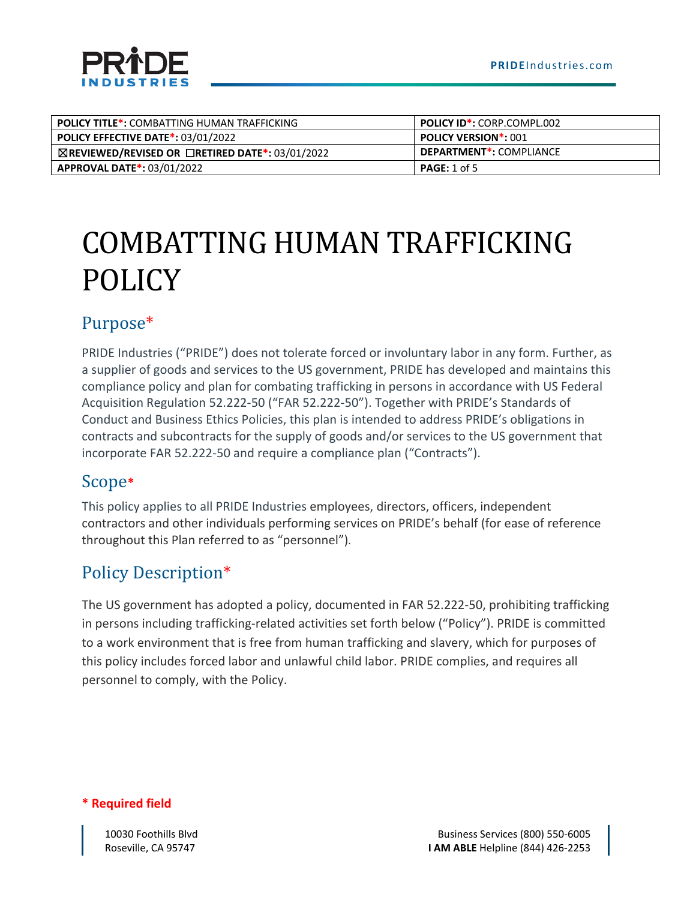| POLICY TITLE*: COMBATTING HUMAN TRAFFICKING | POLICY ID*: CORP.COMPL.002 |
|---|---|
| POLICY EFFECTIVE DATE*: 03/01/2022 | POLICY VERSION*: 001 |
| ☒REVIEWED/REVISED OR ☐RETIRED DATE*: 03/01/2022 | DEPARTMENT*: COMPLIANCE |
| APPROVAL DATE*: 03/01/2022 | PAGE: 1 of 5 |

# COMBATTING HUMAN TRAFFICKING POLICY

## Purpose*

PRIDE Industries ("PRIDE") does not tolerate forced or involuntary labor in any form. Further, as a supplier of goods and services to the US government, PRIDE has developed and maintains this compliance policy and plan for combating trafficking in persons in accordance with US Federal Acquisition Regulation 52.222-50 ("FAR 52.222-50"). Together with PRIDE's Standards of Conduct and Business Ethics Policies, this plan is intended to address PRIDE's obligations in contracts and subcontracts for the supply of goods and/or services to the US government that incorporate FAR 52.222-50 and require a compliance plan ("Contracts").

## Scope*

This policy applies to all PRIDE Industries employees, directors, officers, independent contractors and other individuals performing services on PRIDE's behalf (for ease of reference throughout this Plan referred to as "personnel").

## Policy Description*

The US government has adopted a policy, documented in FAR 52.222-50, prohibiting trafficking in persons including trafficking-related activities set forth below ("Policy"). PRIDE is committed to a work environment that is free from human trafficking and slavery, which for purposes of this policy includes forced labor and unlawful child labor. PRIDE complies, and requires all personnel to comply, with the Policy.

**\* Required field**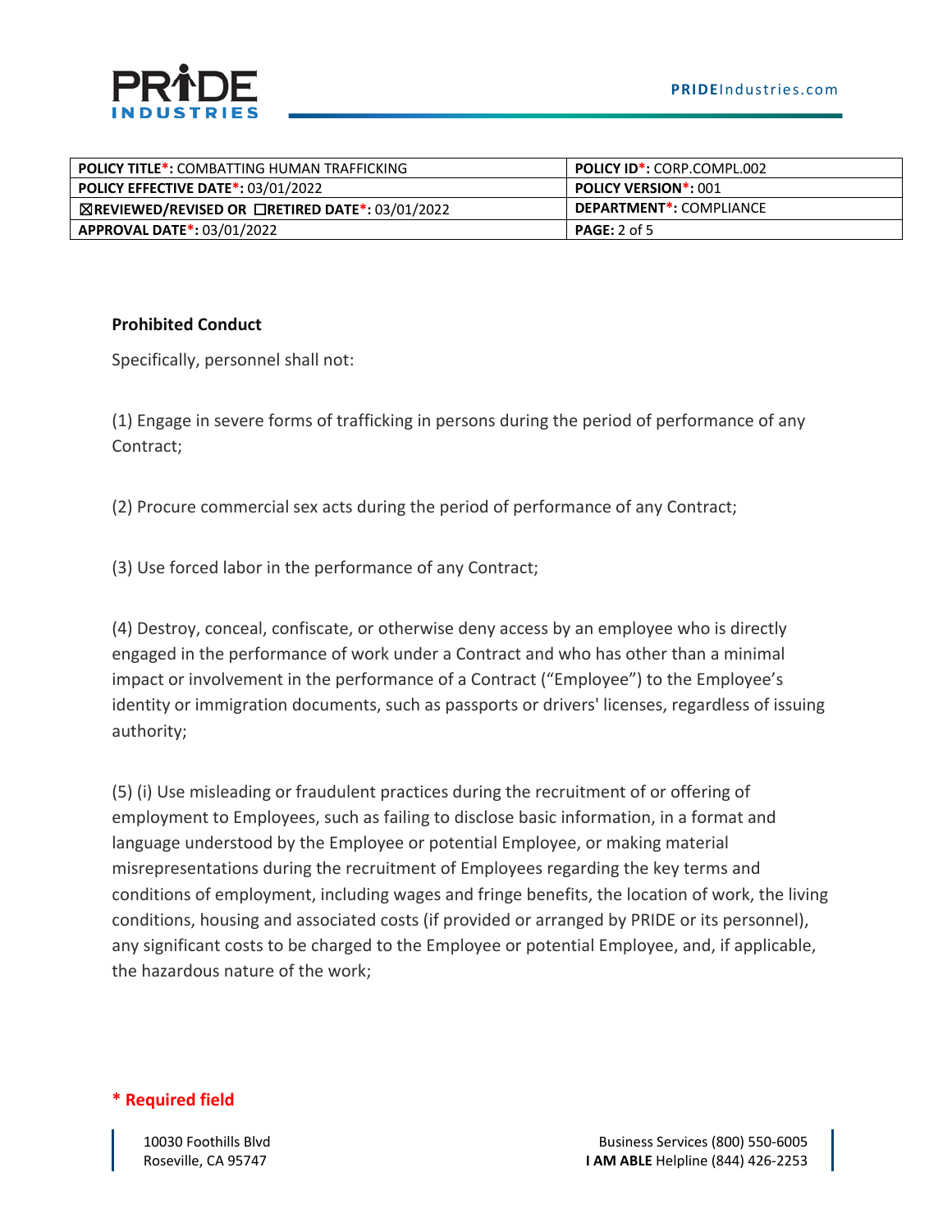| POLICY TITLE*: COMBATTING HUMAN TRAFFICKING | POLICY ID*: CORP.COMPL.002 |
| --- | --- |
| POLICY EFFECTIVE DATE*: 03/01/2022 | POLICY VERSION*: 001 |
| ☒REVIEWED/REVISED OR ☐RETIRED DATE*: 03/01/2022 | DEPARTMENT*: COMPLIANCE |
| APPROVAL DATE*: 03/01/2022 | PAGE: 2 of 5 |

**Prohibited Conduct**

Specifically, personnel shall not:

(1) Engage in severe forms of trafficking in persons during the period of performance of any Contract;

(2) Procure commercial sex acts during the period of performance of any Contract;

(3) Use forced labor in the performance of any Contract;

(4) Destroy, conceal, confiscate, or otherwise deny access by an employee who is directly engaged in the performance of work under a Contract and who has other than a minimal impact or involvement in the performance of a Contract ("Employee") to the Employee's identity or immigration documents, such as passports or drivers' licenses, regardless of issuing authority;

(5) (i) Use misleading or fraudulent practices during the recruitment of or offering of employment to Employees, such as failing to disclose basic information, in a format and language understood by the Employee or potential Employee, or making material misrepresentations during the recruitment of Employees regarding the key terms and conditions of employment, including wages and fringe benefits, the location of work, the living conditions, housing and associated costs (if provided or arranged by PRIDE or its personnel), any significant costs to be charged to the Employee or potential Employee, and, if applicable, the hazardous nature of the work;

**\* Required field**

10030 Foothills Blvd
Roseville, CA 95747

Business Services (800) 550-6005
**I AM ABLE** Helpline (844) 426-2253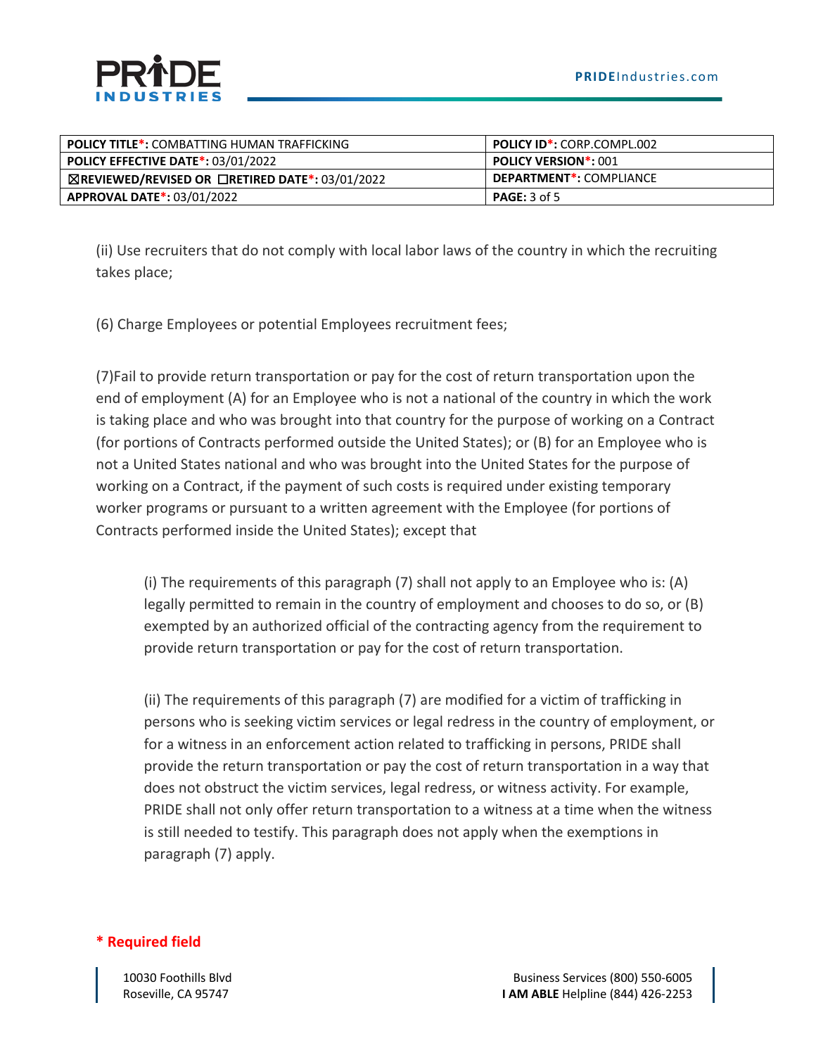(ii) Use recruiters that do not comply with local labor laws of the country in which the recruiting takes place;

(6) Charge Employees or potential Employees recruitment fees;

(7)Fail to provide return transportation or pay for the cost of return transportation upon the end of employment (A) for an Employee who is not a national of the country in which the work is taking place and who was brought into that country for the purpose of working on a Contract (for portions of Contracts performed outside the United States); or (B) for an Employee who is not a United States national and who was brought into the United States for the purpose of working on a Contract, if the payment of such costs is required under existing temporary worker programs or pursuant to a written agreement with the Employee (for portions of Contracts performed inside the United States); except that

> (i) The requirements of this paragraph (7) shall not apply to an Employee who is: (A) legally permitted to remain in the country of employment and chooses to do so, or (B) exempted by an authorized official of the contracting agency from the requirement to provide return transportation or pay for the cost of return transportation.
>
> (ii) The requirements of this paragraph (7) are modified for a victim of trafficking in persons who is seeking victim services or legal redress in the country of employment, or for a witness in an enforcement action related to trafficking in persons, PRIDE shall provide the return transportation or pay the cost of return transportation in a way that does not obstruct the victim services, legal redress, or witness activity. For example, PRIDE shall not only offer return transportation to a witness at a time when the witness is still needed to testify. This paragraph does not apply when the exemptions in paragraph (7) apply.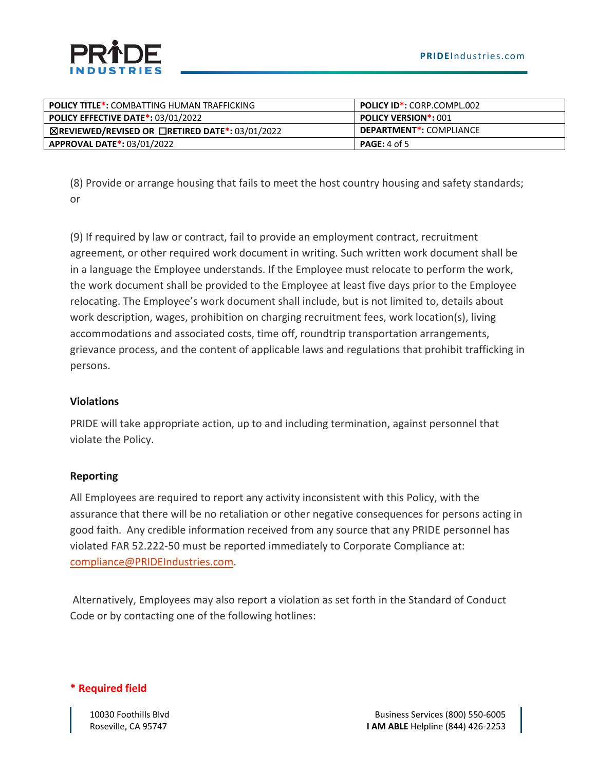(8) Provide or arrange housing that fails to meet the host country housing and safety standards; or

(9) If required by law or contract, fail to provide an employment contract, recruitment agreement, or other required work document in writing. Such written work document shall be in a language the Employee understands. If the Employee must relocate to perform the work, the work document shall be provided to the Employee at least five days prior to the Employee relocating. The Employee's work document shall include, but is not limited to, details about work description, wages, prohibition on charging recruitment fees, work location(s), living accommodations and associated costs, time off, roundtrip transportation arrangements, grievance process, and the content of applicable laws and regulations that prohibit trafficking in persons.

**Violations**

PRIDE will take appropriate action, up to and including termination, against personnel that violate the Policy.

**Reporting**

All Employees are required to report any activity inconsistent with this Policy, with the assurance that there will be no retaliation or other negative consequences for persons acting in good faith. Any credible information received from any source that any PRIDE personnel has violated FAR 52.222-50 must be reported immediately to Corporate Compliance at: compliance@PRIDEIndustries.com.

Alternatively, Employees may also report a violation as set forth in the Standard of Conduct Code or by contacting one of the following hotlines: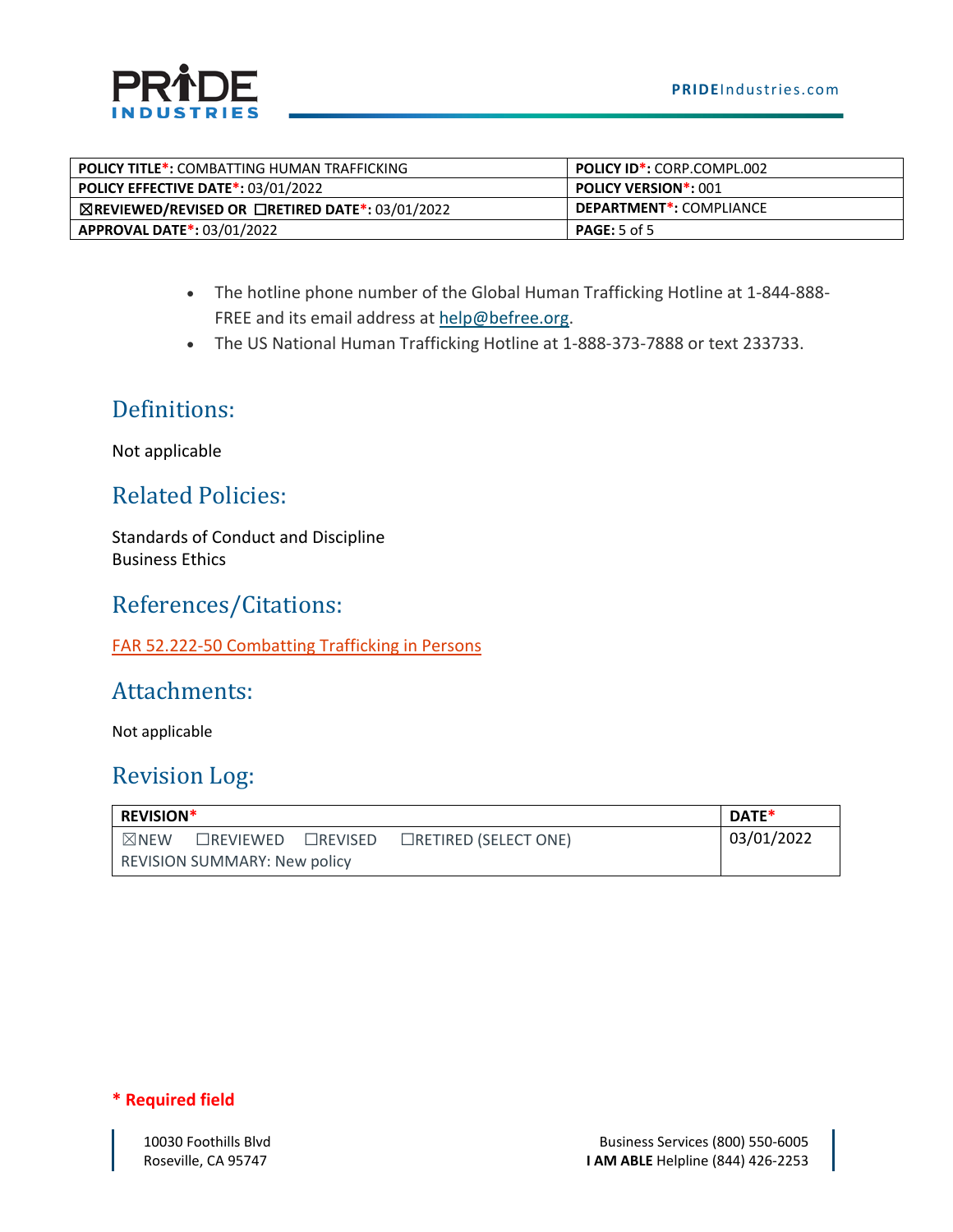| POLICY TITLE*: COMBATTING HUMAN TRAFFICKING | POLICY ID*: CORP.COMPL.002 |
|---|---|
| POLICY EFFECTIVE DATE*: 03/01/2022 | POLICY VERSION*: 001 |
| ☒REVIEWED/REVISED OR ☐RETIRED DATE*: 03/01/2022 | DEPARTMENT*: COMPLIANCE |
| APPROVAL DATE*: 03/01/2022 | PAGE: 5 of 5 |

- The hotline phone number of the Global Human Trafficking Hotline at 1-844-888-FREE and its email address at help@befree.org.
- The US National Human Trafficking Hotline at 1-888-373-7888 or text 233733.

## Definitions:

Not applicable

## Related Policies:

Standards of Conduct and Discipline
Business Ethics

## References/Citations:

FAR 52.222-50 Combatting Trafficking in Persons

## Attachments:

Not applicable

## Revision Log:

| REVISION* | DATE* |
|---|---|
| ☒NEW ☐REVIEWED ☐REVISED ☐RETIRED (SELECT ONE)<br>REVISION SUMMARY: New policy | 03/01/2022 |

**\* Required field**